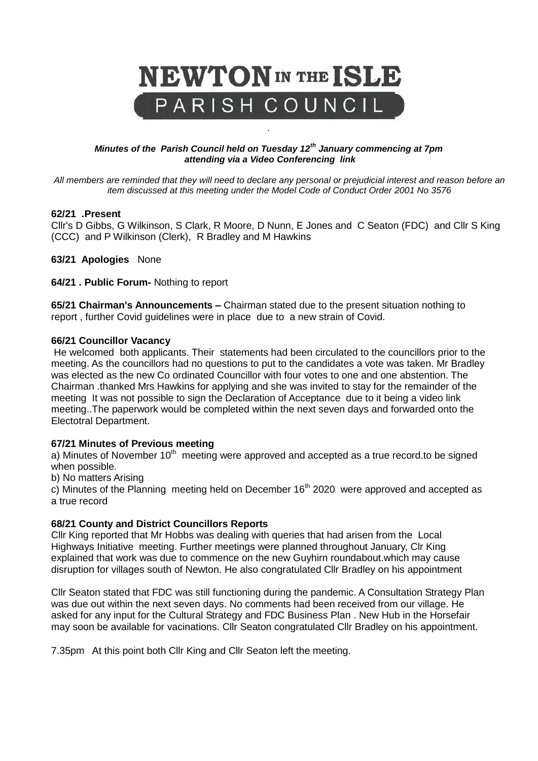# NEWTON IN THE ISLE
## PARISH COUNCIL

*Minutes of the Parish Council held on Tuesday 12th January commencing at 7pm attending via a Video Conferencing link*

*All members are reminded that they will need to declare any personal or prejudicial interest and reason before an item discussed at this meeting under the Model Code of Conduct Order 2001 No 3576*

**62/21 .Present**
Cllr's D Gibbs, G Wilkinson, S Clark, R Moore, D Nunn, E Jones and C Seaton (FDC) and Cllr S King (CCC) and P Wilkinson (Clerk), R Bradley and M Hawkins

**63/21 Apologies** None

**64/21 . Public Forum-** Nothing to report

**65/21 Chairman's Announcements –** Chairman stated due to the present situation nothing to report , further Covid guidelines were in place due to a new strain of Covid.

**66/21 Councillor Vacancy**
He welcomed both applicants. Their statements had been circulated to the councillors prior to the meeting. As the councillors had no questions to put to the candidates a vote was taken. Mr Bradley was elected as the new Co ordinated Councillor with four votes to one and one abstention. The Chairman .thanked Mrs Hawkins for applying and she was invited to stay for the remainder of the meeting It was not possible to sign the Declaration of Acceptance due to it being a video link meeting..The paperwork would be completed within the next seven days and forwarded onto the Electotral Department.

**67/21 Minutes of Previous meeting**
a) Minutes of November 10th meeting were approved and accepted as a true record.to be signed when possible.
b) No matters Arising
c) Minutes of the Planning meeting held on December 16th 2020 were approved and accepted as a true record

**68/21 County and District Councillors Reports**
Cllr King reported that Mr Hobbs was dealing with queries that had arisen from the Local Highways Initiative meeting. Further meetings were planned throughout January, Clr King explained that work was due to commence on the new Guyhirn roundabout.which may cause disruption for villages south of Newton. He also congratulated Cllr Bradley on his appointment

Cllr Seaton stated that FDC was still functioning during the pandemic. A Consultation Strategy Plan was due out within the next seven days. No comments had been received from our village. He asked for any input for the Cultural Strategy and FDC Business Plan . New Hub in the Horsefair may soon be available for vacinations. Cllr Seaton congratulated Cllr Bradley on his appointment.

7.35pm At this point both Cllr King and Cllr Seaton left the meeting.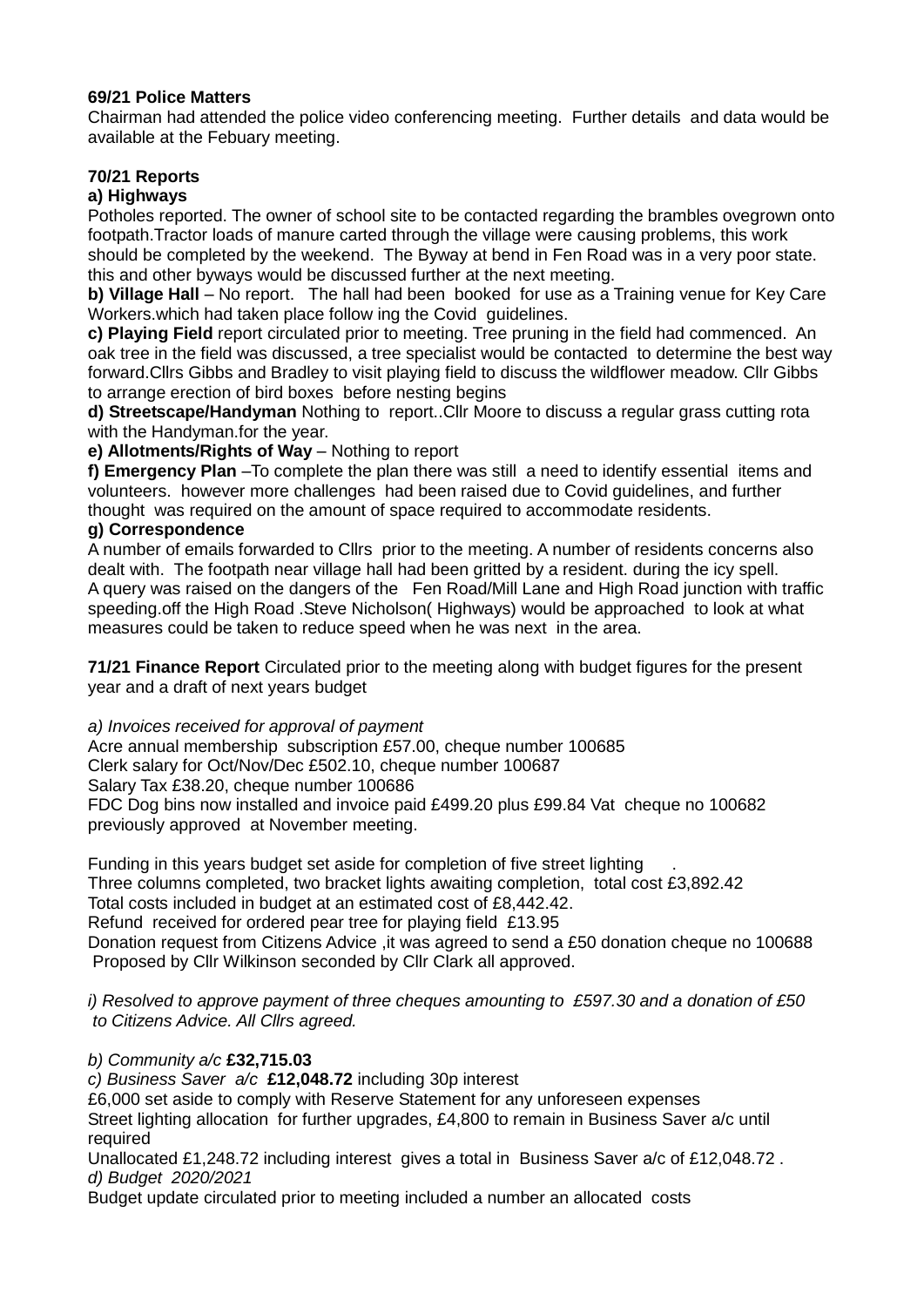**69/21 Police Matters**
Chairman had attended the police video conferencing meeting. Further details and data would be available at the Febuary meeting.

**70/21 Reports**
**a) Highways**
Potholes reported. The owner of school site to be contacted regarding the brambles ovegrown onto footpath.Tractor loads of manure carted through the village were causing problems, this work should be completed by the weekend. The Byway at bend in Fen Road was in a very poor state. this and other byways would be discussed further at the next meeting.
**b) Village Hall** – No report. The hall had been booked for use as a Training venue for Key Care Workers.which had taken place follow ing the Covid guidelines.
**c) Playing Field** report circulated prior to meeting. Tree pruning in the field had commenced. An oak tree in the field was discussed, a tree specialist would be contacted to determine the best way forward.Cllrs Gibbs and Bradley to visit playing field to discuss the wildflower meadow. Cllr Gibbs to arrange erection of bird boxes before nesting begins
**d) Streetscape/Handyman** Nothing to report..Cllr Moore to discuss a regular grass cutting rota with the Handyman.for the year.
**e) Allotments/Rights of Way** – Nothing to report
**f) Emergency Plan** –To complete the plan there was still a need to identify essential items and volunteers. however more challenges had been raised due to Covid guidelines, and further thought was required on the amount of space required to accommodate residents.
**g) Correspondence**
A number of emails forwarded to Cllrs prior to the meeting. A number of residents concerns also dealt with. The footpath near village hall had been gritted by a resident. during the icy spell. A query was raised on the dangers of the Fen Road/Mill Lane and High Road junction with traffic speeding.off the High Road .Steve Nicholson( Highways) would be approached to look at what measures could be taken to reduce speed when he was next in the area.

**71/21 Finance Report** Circulated prior to the meeting along with budget figures for the present year and a draft of next years budget

*a) Invoices received for approval of payment*
Acre annual membership subscription £57.00, cheque number 100685
Clerk salary for Oct/Nov/Dec £502.10, cheque number 100687
Salary Tax £38.20, cheque number 100686
FDC Dog bins now installed and invoice paid £499.20 plus £99.84 Vat cheque no 100682 previously approved at November meeting.

Funding in this years budget set aside for completion of five street lighting .
Three columns completed, two bracket lights awaiting completion, total cost £3,892.42
Total costs included in budget at an estimated cost of £8,442.42.
Refund received for ordered pear tree for playing field £13.95
Donation request from Citizens Advice ,it was agreed to send a £50 donation cheque no 100688
Proposed by Cllr Wilkinson seconded by Cllr Clark all approved.

*i) Resolved to approve payment of three cheques amounting to £597.30 and a donation of £50 to Citizens Advice. All Cllrs agreed.*

*b) Community a/c* **£32,715.03**
*c) Business Saver a/c* **£12,048.72** including 30p interest
£6,000 set aside to comply with Reserve Statement for any unforeseen expenses
Street lighting allocation for further upgrades, £4,800 to remain in Business Saver a/c until required
Unallocated £1,248.72 including interest gives a total in Business Saver a/c of £12,048.72 .
*d) Budget 2020/2021*
Budget update circulated prior to meeting included a number an allocated costs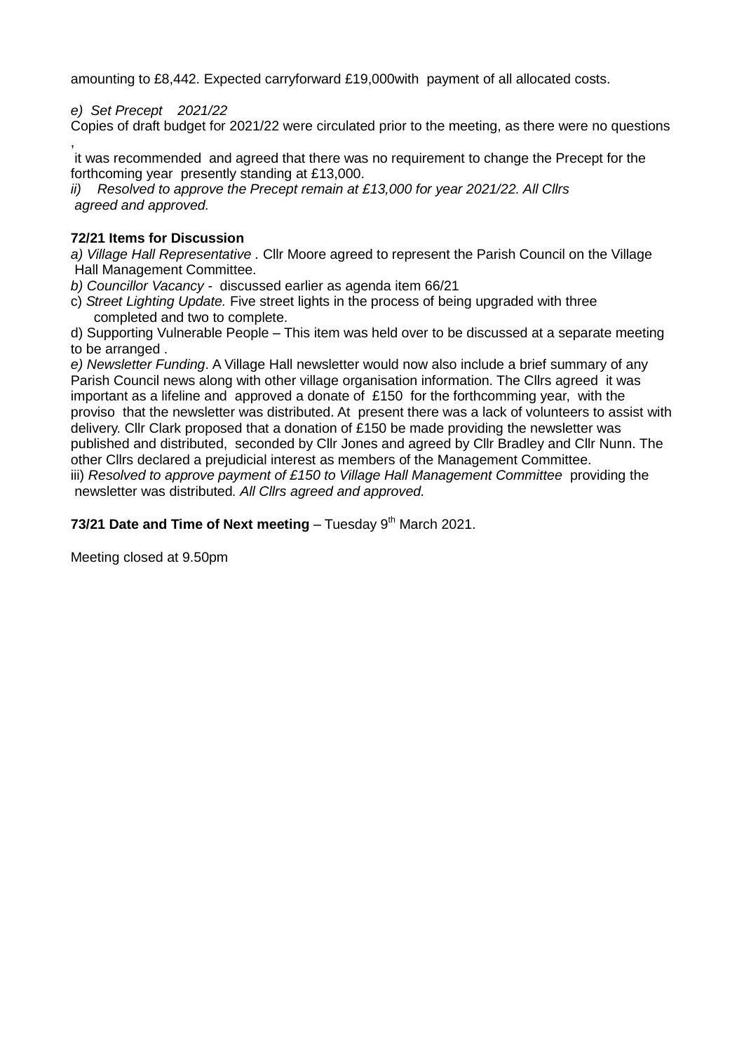amounting to £8,442. Expected carryforward £19,000with payment of all allocated costs.

*e) Set Precept 2021/22*

Copies of draft budget for 2021/22 were circulated prior to the meeting, as there were no questions , it was recommended and agreed that there was no requirement to change the Precept for the forthcoming year presently standing at £13,000.

*ii) Resolved to approve the Precept remain at £13,000 for year 2021/22. All Cllrs agreed and approved.*

**72/21 Items for Discussion**

*a) Village Hall Representative .* Cllr Moore agreed to represent the Parish Council on the Village Hall Management Committee.

*b) Councillor Vacancy -* discussed earlier as agenda item 66/21

c) *Street Lighting Update.* Five street lights in the process of being upgraded with three completed and two to complete.

d) Supporting Vulnerable People – This item was held over to be discussed at a separate meeting to be arranged .

*e) Newsletter Funding*. A Village Hall newsletter would now also include a brief summary of any Parish Council news along with other village organisation information. The Cllrs agreed it was important as a lifeline and approved a donate of £150 for the forthcomming year, with the proviso that the newsletter was distributed. At present there was a lack of volunteers to assist with delivery. Cllr Clark proposed that a donation of £150 be made providing the newsletter was published and distributed, seconded by Cllr Jones and agreed by Cllr Bradley and Cllr Nunn. The other Cllrs declared a prejudicial interest as members of the Management Committee.

iii) *Resolved to approve payment of £150 to Village Hall Management Committee* providing the newsletter was distributed*. All Cllrs agreed and approved.*

**73/21 Date and Time of Next meeting** – Tuesday 9th March 2021.

Meeting closed at 9.50pm